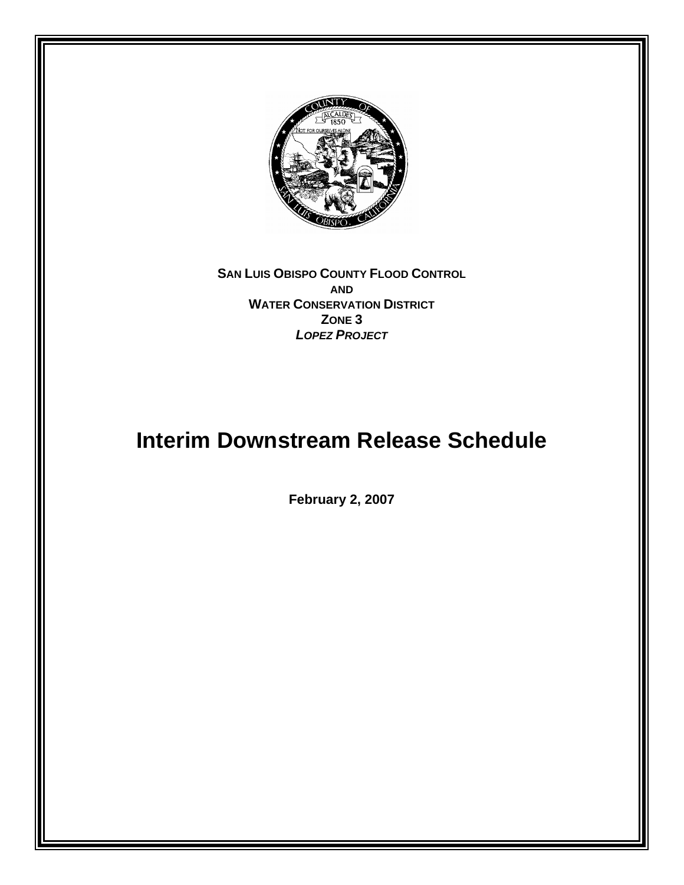**SAN LUIS OBISPO COUNTY FLOOD CONTROL**
**AND**
**WATER CONSERVATION DISTRICT**
**ZONE 3**
***LOPEZ PROJECT***

# Interim Downstream Release Schedule

**February 2, 2007**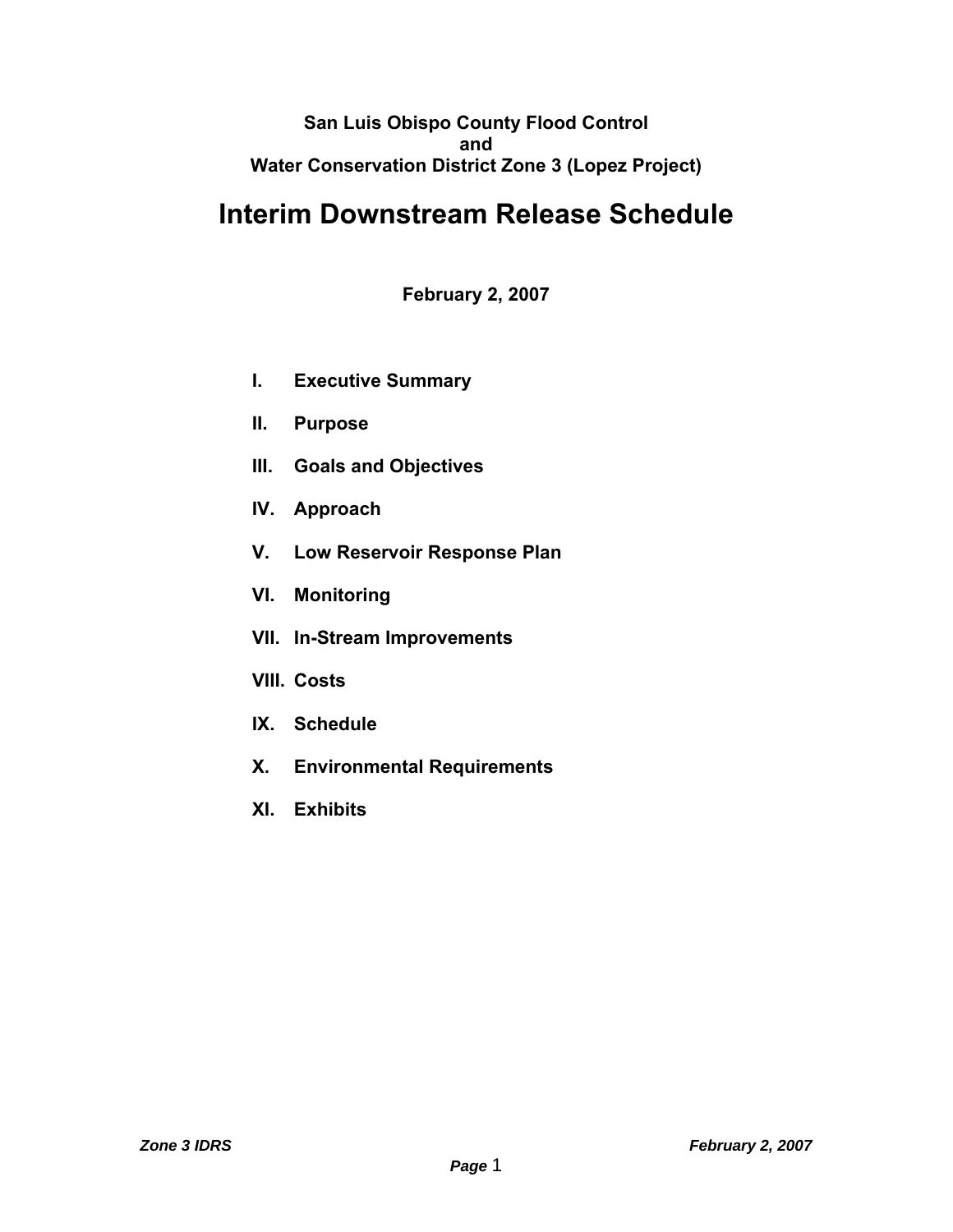**San Luis Obispo County Flood Control**
**and**
**Water Conservation District Zone 3 (Lopez Project)**

# Interim Downstream Release Schedule

**February 2, 2007**

- **I. Executive Summary**
- **II. Purpose**
- **III. Goals and Objectives**
- **IV. Approach**
- **V. Low Reservoir Response Plan**
- **VI. Monitoring**
- **VII. In-Stream Improvements**
- **VIII. Costs**
- **IX. Schedule**
- **X. Environmental Requirements**
- **XI. Exhibits**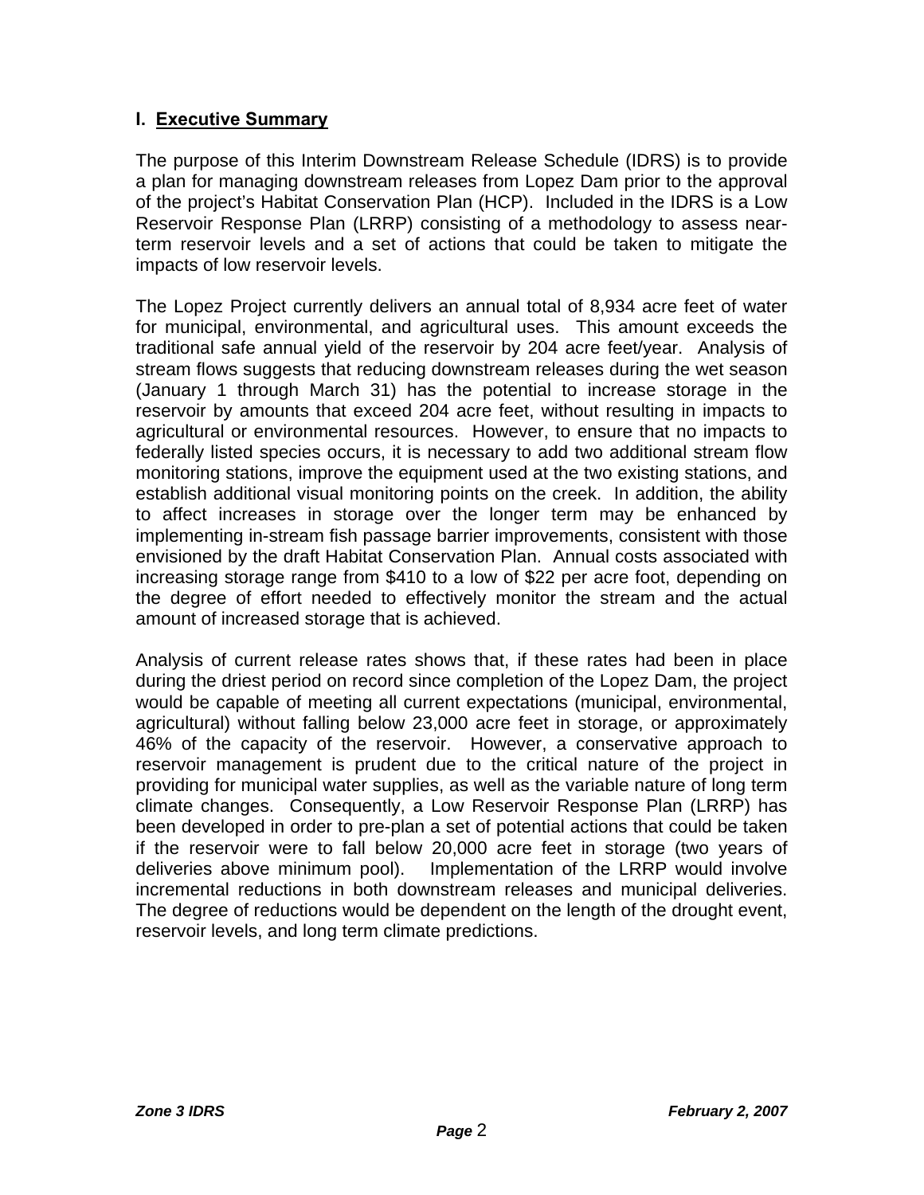## I. Executive Summary

The purpose of this Interim Downstream Release Schedule (IDRS) is to provide a plan for managing downstream releases from Lopez Dam prior to the approval of the project's Habitat Conservation Plan (HCP). Included in the IDRS is a Low Reservoir Response Plan (LRRP) consisting of a methodology to assess near-term reservoir levels and a set of actions that could be taken to mitigate the impacts of low reservoir levels.

The Lopez Project currently delivers an annual total of 8,934 acre feet of water for municipal, environmental, and agricultural uses. This amount exceeds the traditional safe annual yield of the reservoir by 204 acre feet/year. Analysis of stream flows suggests that reducing downstream releases during the wet season (January 1 through March 31) has the potential to increase storage in the reservoir by amounts that exceed 204 acre feet, without resulting in impacts to agricultural or environmental resources. However, to ensure that no impacts to federally listed species occurs, it is necessary to add two additional stream flow monitoring stations, improve the equipment used at the two existing stations, and establish additional visual monitoring points on the creek. In addition, the ability to affect increases in storage over the longer term may be enhanced by implementing in-stream fish passage barrier improvements, consistent with those envisioned by the draft Habitat Conservation Plan. Annual costs associated with increasing storage range from $410 to a low of $22 per acre foot, depending on the degree of effort needed to effectively monitor the stream and the actual amount of increased storage that is achieved.

Analysis of current release rates shows that, if these rates had been in place during the driest period on record since completion of the Lopez Dam, the project would be capable of meeting all current expectations (municipal, environmental, agricultural) without falling below 23,000 acre feet in storage, or approximately 46% of the capacity of the reservoir. However, a conservative approach to reservoir management is prudent due to the critical nature of the project in providing for municipal water supplies, as well as the variable nature of long term climate changes. Consequently, a Low Reservoir Response Plan (LRRP) has been developed in order to pre-plan a set of potential actions that could be taken if the reservoir were to fall below 20,000 acre feet in storage (two years of deliveries above minimum pool). Implementation of the LRRP would involve incremental reductions in both downstream releases and municipal deliveries. The degree of reductions would be dependent on the length of the drought event, reservoir levels, and long term climate predictions.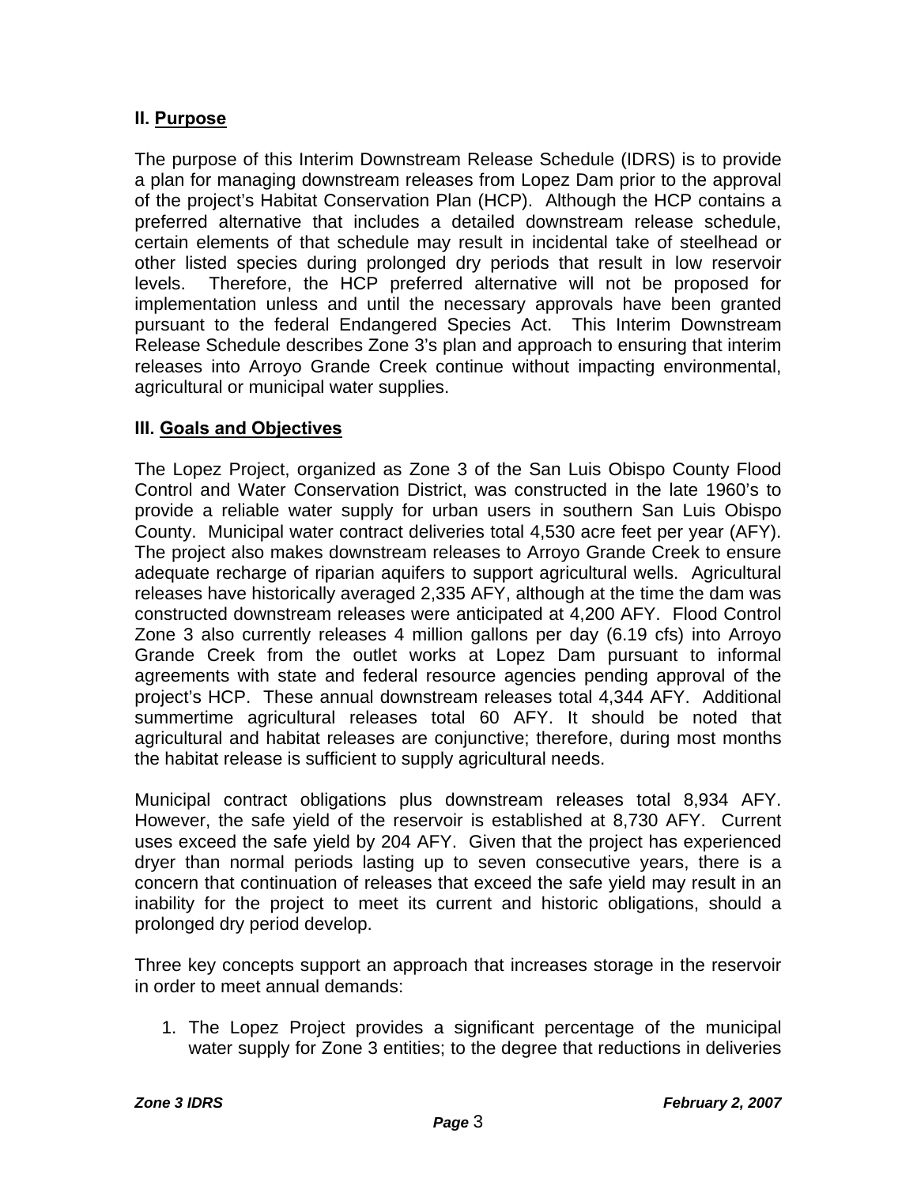## II. Purpose

The purpose of this Interim Downstream Release Schedule (IDRS) is to provide a plan for managing downstream releases from Lopez Dam prior to the approval of the project's Habitat Conservation Plan (HCP). Although the HCP contains a preferred alternative that includes a detailed downstream release schedule, certain elements of that schedule may result in incidental take of steelhead or other listed species during prolonged dry periods that result in low reservoir levels. Therefore, the HCP preferred alternative will not be proposed for implementation unless and until the necessary approvals have been granted pursuant to the federal Endangered Species Act. This Interim Downstream Release Schedule describes Zone 3's plan and approach to ensuring that interim releases into Arroyo Grande Creek continue without impacting environmental, agricultural or municipal water supplies.

## III. Goals and Objectives

The Lopez Project, organized as Zone 3 of the San Luis Obispo County Flood Control and Water Conservation District, was constructed in the late 1960's to provide a reliable water supply for urban users in southern San Luis Obispo County. Municipal water contract deliveries total 4,530 acre feet per year (AFY). The project also makes downstream releases to Arroyo Grande Creek to ensure adequate recharge of riparian aquifers to support agricultural wells. Agricultural releases have historically averaged 2,335 AFY, although at the time the dam was constructed downstream releases were anticipated at 4,200 AFY. Flood Control Zone 3 also currently releases 4 million gallons per day (6.19 cfs) into Arroyo Grande Creek from the outlet works at Lopez Dam pursuant to informal agreements with state and federal resource agencies pending approval of the project's HCP. These annual downstream releases total 4,344 AFY. Additional summertime agricultural releases total 60 AFY. It should be noted that agricultural and habitat releases are conjunctive; therefore, during most months the habitat release is sufficient to supply agricultural needs.

Municipal contract obligations plus downstream releases total 8,934 AFY. However, the safe yield of the reservoir is established at 8,730 AFY. Current uses exceed the safe yield by 204 AFY. Given that the project has experienced dryer than normal periods lasting up to seven consecutive years, there is a concern that continuation of releases that exceed the safe yield may result in an inability for the project to meet its current and historic obligations, should a prolonged dry period develop.

Three key concepts support an approach that increases storage in the reservoir in order to meet annual demands:

1. The Lopez Project provides a significant percentage of the municipal water supply for Zone 3 entities; to the degree that reductions in deliveries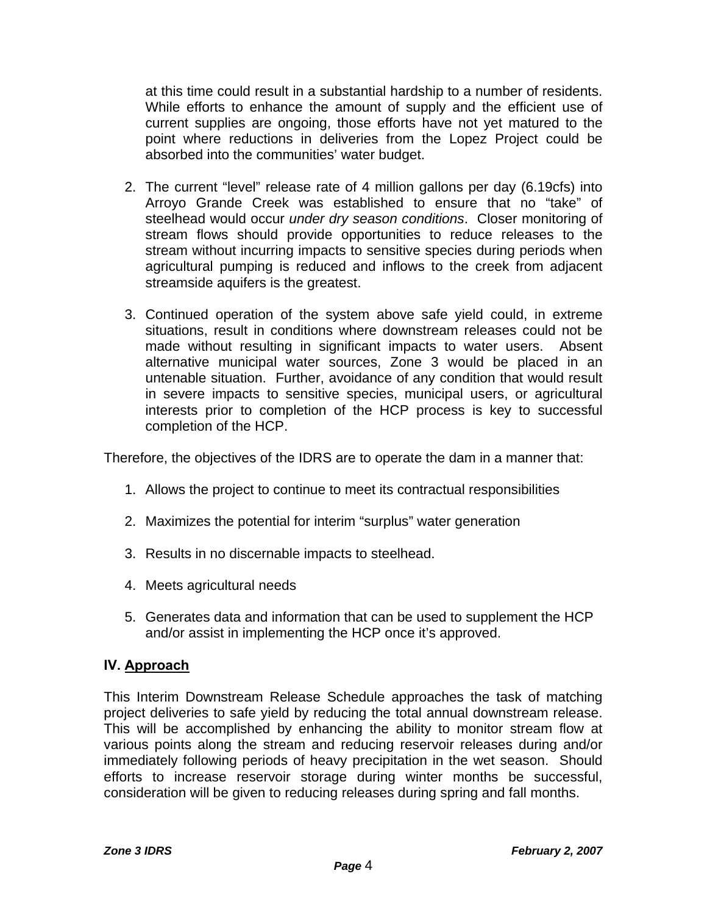at this time could result in a substantial hardship to a number of residents. While efforts to enhance the amount of supply and the efficient use of current supplies are ongoing, those efforts have not yet matured to the point where reductions in deliveries from the Lopez Project could be absorbed into the communities' water budget.

2. The current "level" release rate of 4 million gallons per day (6.19cfs) into Arroyo Grande Creek was established to ensure that no "take" of steelhead would occur *under dry season conditions*. Closer monitoring of stream flows should provide opportunities to reduce releases to the stream without incurring impacts to sensitive species during periods when agricultural pumping is reduced and inflows to the creek from adjacent streamside aquifers is the greatest.

3. Continued operation of the system above safe yield could, in extreme situations, result in conditions where downstream releases could not be made without resulting in significant impacts to water users. Absent alternative municipal water sources, Zone 3 would be placed in an untenable situation. Further, avoidance of any condition that would result in severe impacts to sensitive species, municipal users, or agricultural interests prior to completion of the HCP process is key to successful completion of the HCP.

Therefore, the objectives of the IDRS are to operate the dam in a manner that:

1. Allows the project to continue to meet its contractual responsibilities

2. Maximizes the potential for interim "surplus" water generation

3. Results in no discernable impacts to steelhead.

4. Meets agricultural needs

5. Generates data and information that can be used to supplement the HCP and/or assist in implementing the HCP once it's approved.

## IV. Approach

This Interim Downstream Release Schedule approaches the task of matching project deliveries to safe yield by reducing the total annual downstream release. This will be accomplished by enhancing the ability to monitor stream flow at various points along the stream and reducing reservoir releases during and/or immediately following periods of heavy precipitation in the wet season. Should efforts to increase reservoir storage during winter months be successful, consideration will be given to reducing releases during spring and fall months.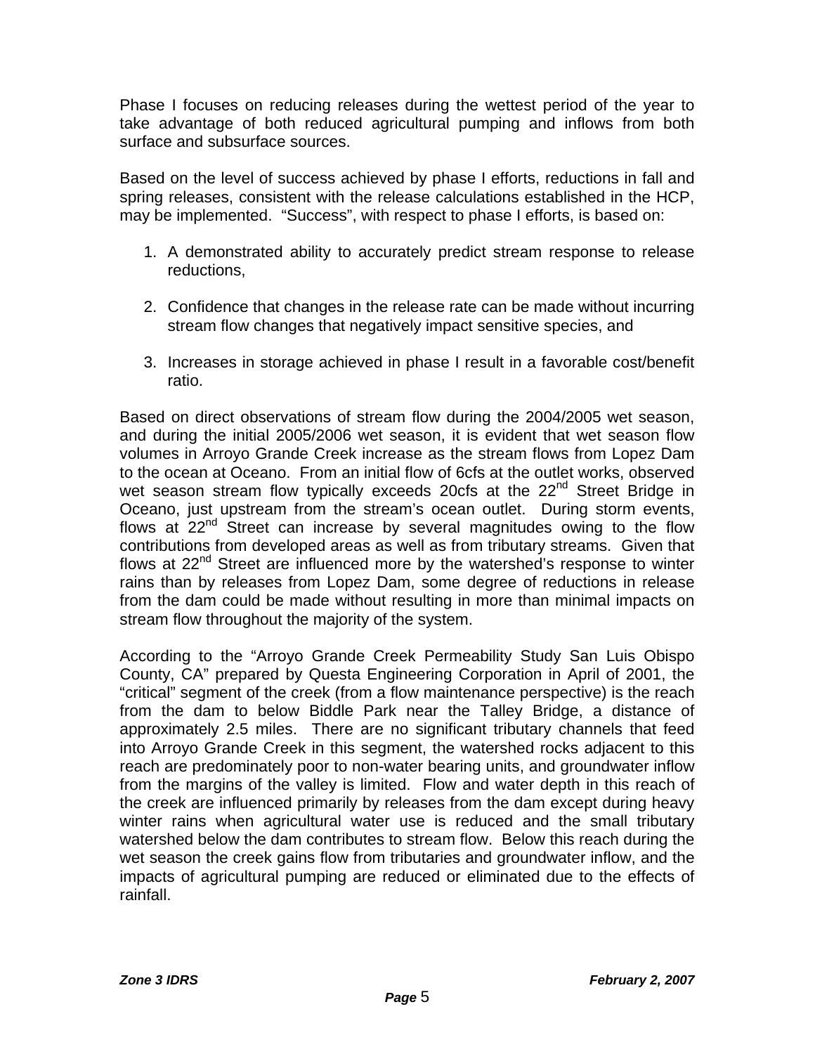Phase I focuses on reducing releases during the wettest period of the year to take advantage of both reduced agricultural pumping and inflows from both surface and subsurface sources.

Based on the level of success achieved by phase I efforts, reductions in fall and spring releases, consistent with the release calculations established in the HCP, may be implemented. "Success", with respect to phase I efforts, is based on:

1. A demonstrated ability to accurately predict stream response to release reductions,

2. Confidence that changes in the release rate can be made without incurring stream flow changes that negatively impact sensitive species, and

3. Increases in storage achieved in phase I result in a favorable cost/benefit ratio.

Based on direct observations of stream flow during the 2004/2005 wet season, and during the initial 2005/2006 wet season, it is evident that wet season flow volumes in Arroyo Grande Creek increase as the stream flows from Lopez Dam to the ocean at Oceano. From an initial flow of 6cfs at the outlet works, observed wet season stream flow typically exceeds 20cfs at the 22nd Street Bridge in Oceano, just upstream from the stream's ocean outlet. During storm events, flows at 22nd Street can increase by several magnitudes owing to the flow contributions from developed areas as well as from tributary streams. Given that flows at 22nd Street are influenced more by the watershed's response to winter rains than by releases from Lopez Dam, some degree of reductions in release from the dam could be made without resulting in more than minimal impacts on stream flow throughout the majority of the system.

According to the "Arroyo Grande Creek Permeability Study San Luis Obispo County, CA" prepared by Questa Engineering Corporation in April of 2001, the "critical" segment of the creek (from a flow maintenance perspective) is the reach from the dam to below Biddle Park near the Talley Bridge, a distance of approximately 2.5 miles. There are no significant tributary channels that feed into Arroyo Grande Creek in this segment, the watershed rocks adjacent to this reach are predominately poor to non-water bearing units, and groundwater inflow from the margins of the valley is limited. Flow and water depth in this reach of the creek are influenced primarily by releases from the dam except during heavy winter rains when agricultural water use is reduced and the small tributary watershed below the dam contributes to stream flow. Below this reach during the wet season the creek gains flow from tributaries and groundwater inflow, and the impacts of agricultural pumping are reduced or eliminated due to the effects of rainfall.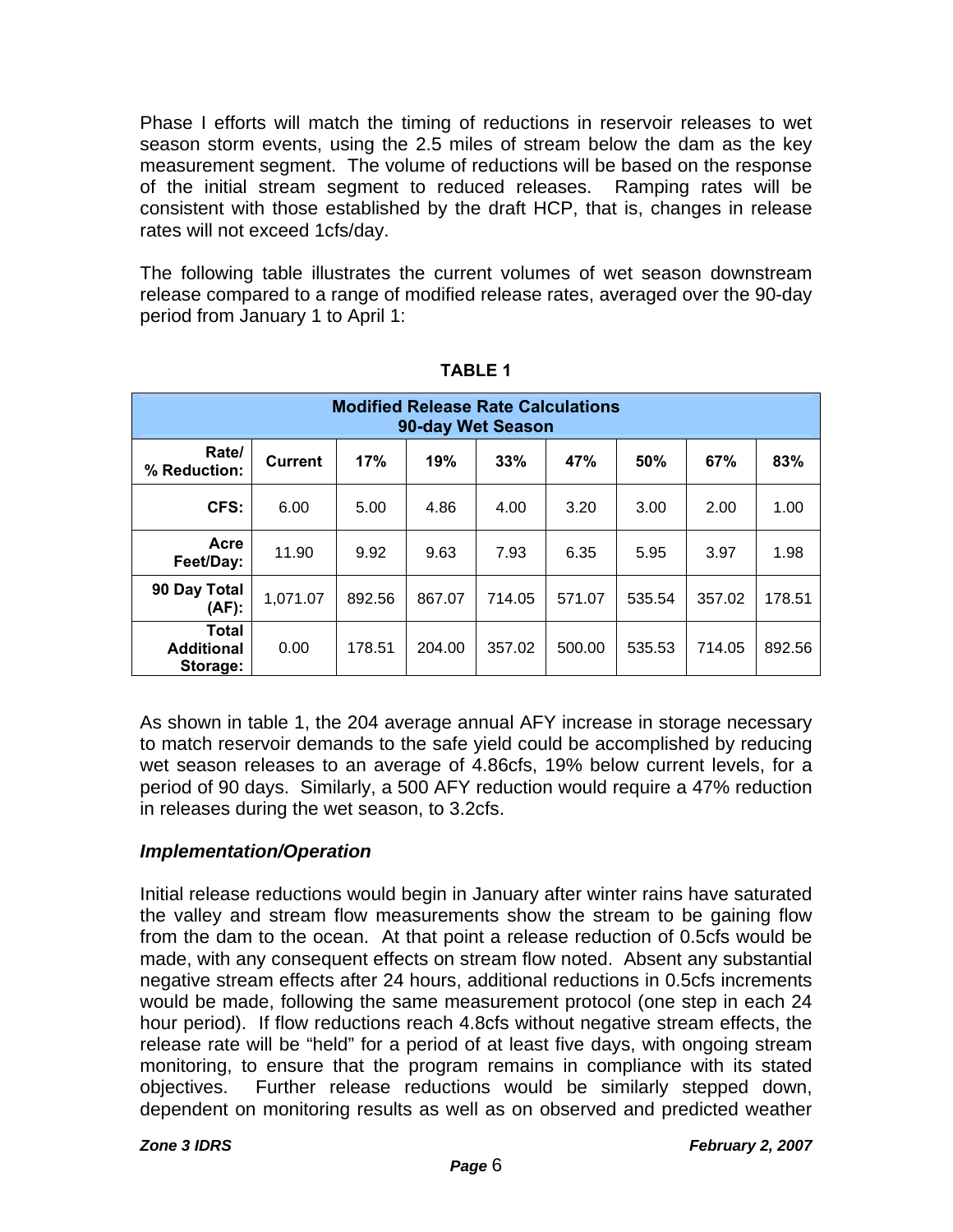Phase I efforts will match the timing of reductions in reservoir releases to wet season storm events, using the 2.5 miles of stream below the dam as the key measurement segment. The volume of reductions will be based on the response of the initial stream segment to reduced releases. Ramping rates will be consistent with those established by the draft HCP, that is, changes in release rates will not exceed 1cfs/day.

The following table illustrates the current volumes of wet season downstream release compared to a range of modified release rates, averaged over the 90-day period from January 1 to April 1:

**TABLE 1**

| Modified Release Rate Calculations 90-day Wet Season | | | | | | | | |
|---|---|---|---|---|---|---|---|---|
| **Rate/ % Reduction:** | **Current** | **17%** | **19%** | **33%** | **47%** | **50%** | **67%** | **83%** |
| **CFS:** | 6.00 | 5.00 | 4.86 | 4.00 | 3.20 | 3.00 | 2.00 | 1.00 |
| **Acre Feet/Day:** | 11.90 | 9.92 | 9.63 | 7.93 | 6.35 | 5.95 | 3.97 | 1.98 |
| **90 Day Total (AF):** | 1,071.07 | 892.56 | 867.07 | 714.05 | 571.07 | 535.54 | 357.02 | 178.51 |
| **Total Additional Storage:** | 0.00 | 178.51 | 204.00 | 357.02 | 500.00 | 535.53 | 714.05 | 892.56 |

As shown in table 1, the 204 average annual AFY increase in storage necessary to match reservoir demands to the safe yield could be accomplished by reducing wet season releases to an average of 4.86cfs, 19% below current levels, for a period of 90 days. Similarly, a 500 AFY reduction would require a 47% reduction in releases during the wet season, to 3.2cfs.

### *Implementation/Operation*

Initial release reductions would begin in January after winter rains have saturated the valley and stream flow measurements show the stream to be gaining flow from the dam to the ocean. At that point a release reduction of 0.5cfs would be made, with any consequent effects on stream flow noted. Absent any substantial negative stream effects after 24 hours, additional reductions in 0.5cfs increments would be made, following the same measurement protocol (one step in each 24 hour period). If flow reductions reach 4.8cfs without negative stream effects, the release rate will be "held" for a period of at least five days, with ongoing stream monitoring, to ensure that the program remains in compliance with its stated objectives. Further release reductions would be similarly stepped down, dependent on monitoring results as well as on observed and predicted weather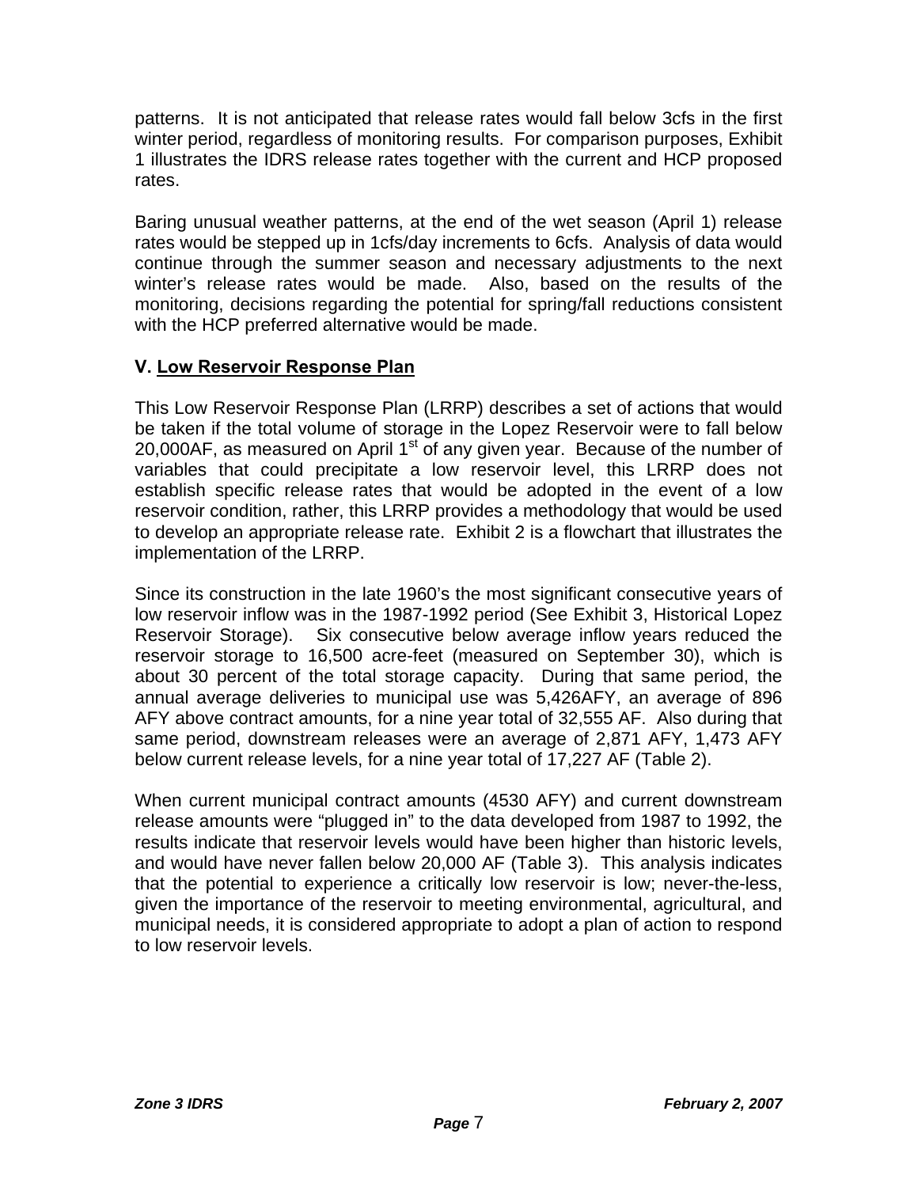patterns. It is not anticipated that release rates would fall below 3cfs in the first winter period, regardless of monitoring results. For comparison purposes, Exhibit 1 illustrates the IDRS release rates together with the current and HCP proposed rates.

Baring unusual weather patterns, at the end of the wet season (April 1) release rates would be stepped up in 1cfs/day increments to 6cfs. Analysis of data would continue through the summer season and necessary adjustments to the next winter's release rates would be made. Also, based on the results of the monitoring, decisions regarding the potential for spring/fall reductions consistent with the HCP preferred alternative would be made.

## V. <u>Low Reservoir Response Plan</u>

This Low Reservoir Response Plan (LRRP) describes a set of actions that would be taken if the total volume of storage in the Lopez Reservoir were to fall below 20,000AF, as measured on April 1st of any given year. Because of the number of variables that could precipitate a low reservoir level, this LRRP does not establish specific release rates that would be adopted in the event of a low reservoir condition, rather, this LRRP provides a methodology that would be used to develop an appropriate release rate. Exhibit 2 is a flowchart that illustrates the implementation of the LRRP.

Since its construction in the late 1960's the most significant consecutive years of low reservoir inflow was in the 1987-1992 period (See Exhibit 3, Historical Lopez Reservoir Storage). Six consecutive below average inflow years reduced the reservoir storage to 16,500 acre-feet (measured on September 30), which is about 30 percent of the total storage capacity. During that same period, the annual average deliveries to municipal use was 5,426AFY, an average of 896 AFY above contract amounts, for a nine year total of 32,555 AF. Also during that same period, downstream releases were an average of 2,871 AFY, 1,473 AFY below current release levels, for a nine year total of 17,227 AF (Table 2).

When current municipal contract amounts (4530 AFY) and current downstream release amounts were "plugged in" to the data developed from 1987 to 1992, the results indicate that reservoir levels would have been higher than historic levels, and would have never fallen below 20,000 AF (Table 3). This analysis indicates that the potential to experience a critically low reservoir is low; never-the-less, given the importance of the reservoir to meeting environmental, agricultural, and municipal needs, it is considered appropriate to adopt a plan of action to respond to low reservoir levels.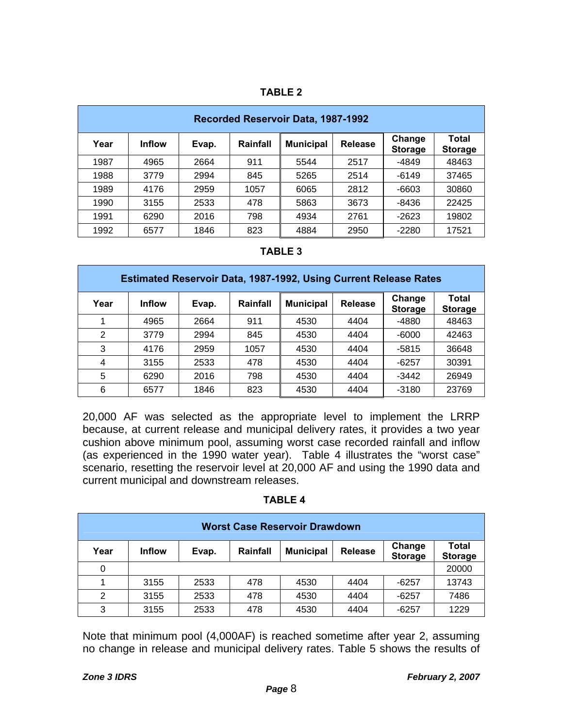**TABLE 2**

| Recorded Reservoir Data, 1987-1992 | | | | | | | |
|---|---|---|---|---|---|---|---|
| Year | Inflow | Evap. | Rainfall | Municipal | Release | Change Storage | Total Storage |
| 1987 | 4965 | 2664 | 911 | 5544 | 2517 | -4849 | 48463 |
| 1988 | 3779 | 2994 | 845 | 5265 | 2514 | -6149 | 37465 |
| 1989 | 4176 | 2959 | 1057 | 6065 | 2812 | -6603 | 30860 |
| 1990 | 3155 | 2533 | 478 | 5863 | 3673 | -8436 | 22425 |
| 1991 | 6290 | 2016 | 798 | 4934 | 2761 | -2623 | 19802 |
| 1992 | 6577 | 1846 | 823 | 4884 | 2950 | -2280 | 17521 |

**TABLE 3**

| Estimated Reservoir Data, 1987-1992, Using Current Release Rates | | | | | | | |
|---|---|---|---|---|---|---|---|
| Year | Inflow | Evap. | Rainfall | Municipal | Release | Change Storage | Total Storage |
| 1 | 4965 | 2664 | 911 | 4530 | 4404 | -4880 | 48463 |
| 2 | 3779 | 2994 | 845 | 4530 | 4404 | -6000 | 42463 |
| 3 | 4176 | 2959 | 1057 | 4530 | 4404 | -5815 | 36648 |
| 4 | 3155 | 2533 | 478 | 4530 | 4404 | -6257 | 30391 |
| 5 | 6290 | 2016 | 798 | 4530 | 4404 | -3442 | 26949 |
| 6 | 6577 | 1846 | 823 | 4530 | 4404 | -3180 | 23769 |

20,000 AF was selected as the appropriate level to implement the LRRP because, at current release and municipal delivery rates, it provides a two year cushion above minimum pool, assuming worst case recorded rainfall and inflow (as experienced in the 1990 water year). Table 4 illustrates the "worst case" scenario, resetting the reservoir level at 20,000 AF and using the 1990 data and current municipal and downstream releases.

**TABLE 4**

| Worst Case Reservoir Drawdown | | | | | | | |
|---|---|---|---|---|---|---|---|
| Year | Inflow | Evap. | Rainfall | Municipal | Release | Change Storage | Total Storage |
| 0 | | | | | | | 20000 |
| 1 | 3155 | 2533 | 478 | 4530 | 4404 | -6257 | 13743 |
| 2 | 3155 | 2533 | 478 | 4530 | 4404 | -6257 | 7486 |
| 3 | 3155 | 2533 | 478 | 4530 | 4404 | -6257 | 1229 |

Note that minimum pool (4,000AF) is reached sometime after year 2, assuming no change in release and municipal delivery rates. Table 5 shows the results of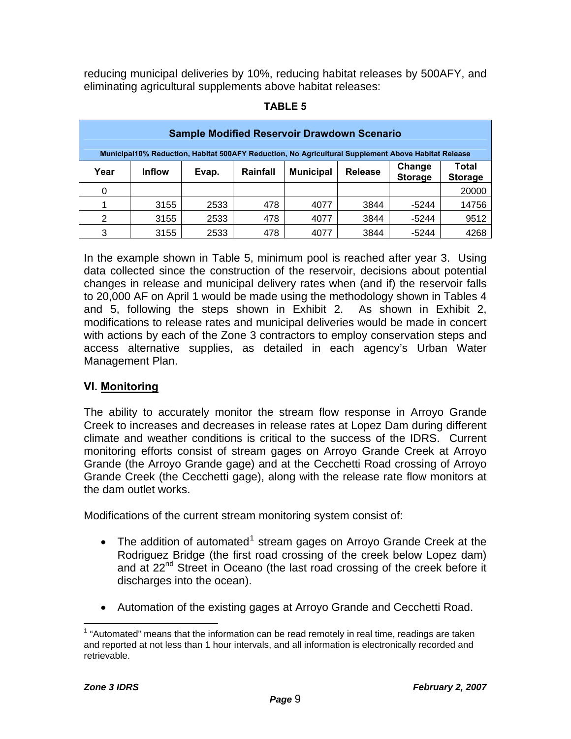reducing municipal deliveries by 10%, reducing habitat releases by 500AFY, and eliminating agricultural supplements above habitat releases:

**TABLE 5**

| Sample Modified Reservoir Drawdown Scenario | | | | | | | |
|---|---|---|---|---|---|---|---|
| Municipal10% Reduction, Habitat 500AFY Reduction, No Agricultural Supplement Above Habitat Release | | | | | | | |
| Year | Inflow | Evap. | Rainfall | Municipal | Release | Change Storage | Total Storage |
| 0 | | | | | | | 20000 |
| 1 | 3155 | 2533 | 478 | 4077 | 3844 | -5244 | 14756 |
| 2 | 3155 | 2533 | 478 | 4077 | 3844 | -5244 | 9512 |
| 3 | 3155 | 2533 | 478 | 4077 | 3844 | -5244 | 4268 |

In the example shown in Table 5, minimum pool is reached after year 3. Using data collected since the construction of the reservoir, decisions about potential changes in release and municipal delivery rates when (and if) the reservoir falls to 20,000 AF on April 1 would be made using the methodology shown in Tables 4 and 5, following the steps shown in Exhibit 2. As shown in Exhibit 2, modifications to release rates and municipal deliveries would be made in concert with actions by each of the Zone 3 contractors to employ conservation steps and access alternative supplies, as detailed in each agency's Urban Water Management Plan.

## VI. Monitoring

The ability to accurately monitor the stream flow response in Arroyo Grande Creek to increases and decreases in release rates at Lopez Dam during different climate and weather conditions is critical to the success of the IDRS. Current monitoring efforts consist of stream gages on Arroyo Grande Creek at Arroyo Grande (the Arroyo Grande gage) and at the Cecchetti Road crossing of Arroyo Grande Creek (the Cecchetti gage), along with the release rate flow monitors at the dam outlet works.

Modifications of the current stream monitoring system consist of:

- The addition of automated[1] stream gages on Arroyo Grande Creek at the Rodriguez Bridge (the first road crossing of the creek below Lopez dam) and at 22nd Street in Oceano (the last road crossing of the creek before it discharges into the ocean).
- Automation of the existing gages at Arroyo Grande and Cecchetti Road.

[1] "Automated" means that the information can be read remotely in real time, readings are taken and reported at not less than 1 hour intervals, and all information is electronically recorded and retrievable.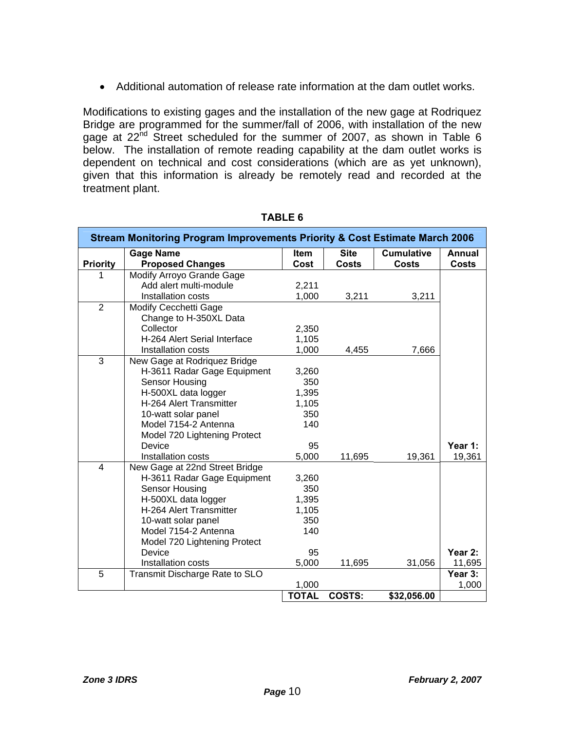- Additional automation of release rate information at the dam outlet works.

Modifications to existing gages and the installation of the new gage at Rodriquez Bridge are programmed for the summer/fall of 2006, with installation of the new gage at 22nd Street scheduled for the summer of 2007, as shown in Table 6 below. The installation of remote reading capability at the dam outlet works is dependent on technical and cost considerations (which are as yet unknown), given that this information is already be remotely read and recorded at the treatment plant.

**TABLE 6**

| Stream Monitoring Program Improvements Priority & Cost Estimate March 2006 | | | | | |
|---|---|---|---|---|---|
| **Priority** | **Gage Name / Proposed Changes** | **Item Cost** | **Site Costs** | **Cumulative Costs** | **Annual Costs** |
| 1 | Modify Arroyo Grande Gage | | | | |
| | Add alert multi-module | 2,211 | | | |
| | Installation costs | 1,000 | 3,211 | 3,211 | |
| 2 | Modify Cecchetti Gage | | | | |
| | Change to H-350XL Data Collector | 2,350 | | | |
| | H-264 Alert Serial Interface | 1,105 | | | |
| | Installation costs | 1,000 | 4,455 | 7,666 | |
| 3 | New Gage at Rodriquez Bridge | | | | |
| | H-3611 Radar Gage Equipment | 3,260 | | | |
| | Sensor Housing | 350 | | | |
| | H-500XL data logger | 1,395 | | | |
| | H-264 Alert Transmitter | 1,105 | | | |
| | 10-watt solar panel | 350 | | | |
| | Model 7154-2 Antenna | 140 | | | |
| | Model 720 Lightening Protect Device | 95 | | | **Year 1:** |
| | Installation costs | 5,000 | 11,695 | 19,361 | 19,361 |
| 4 | New Gage at 22nd Street Bridge | | | | |
| | H-3611 Radar Gage Equipment | 3,260 | | | |
| | Sensor Housing | 350 | | | |
| | H-500XL data logger | 1,395 | | | |
| | H-264 Alert Transmitter | 1,105 | | | |
| | 10-watt solar panel | 350 | | | |
| | Model 7154-2 Antenna | 140 | | | |
| | Model 720 Lightening Protect Device | 95 | | | **Year 2:** |
| | Installation costs | 5,000 | 11,695 | 31,056 | 11,695 |
| 5 | Transmit Discharge Rate to SLO | | | | **Year 3:** |
| | | 1,000 | | | 1,000 |
| | | **TOTAL** | **COSTS:** | **$32,056.00** | |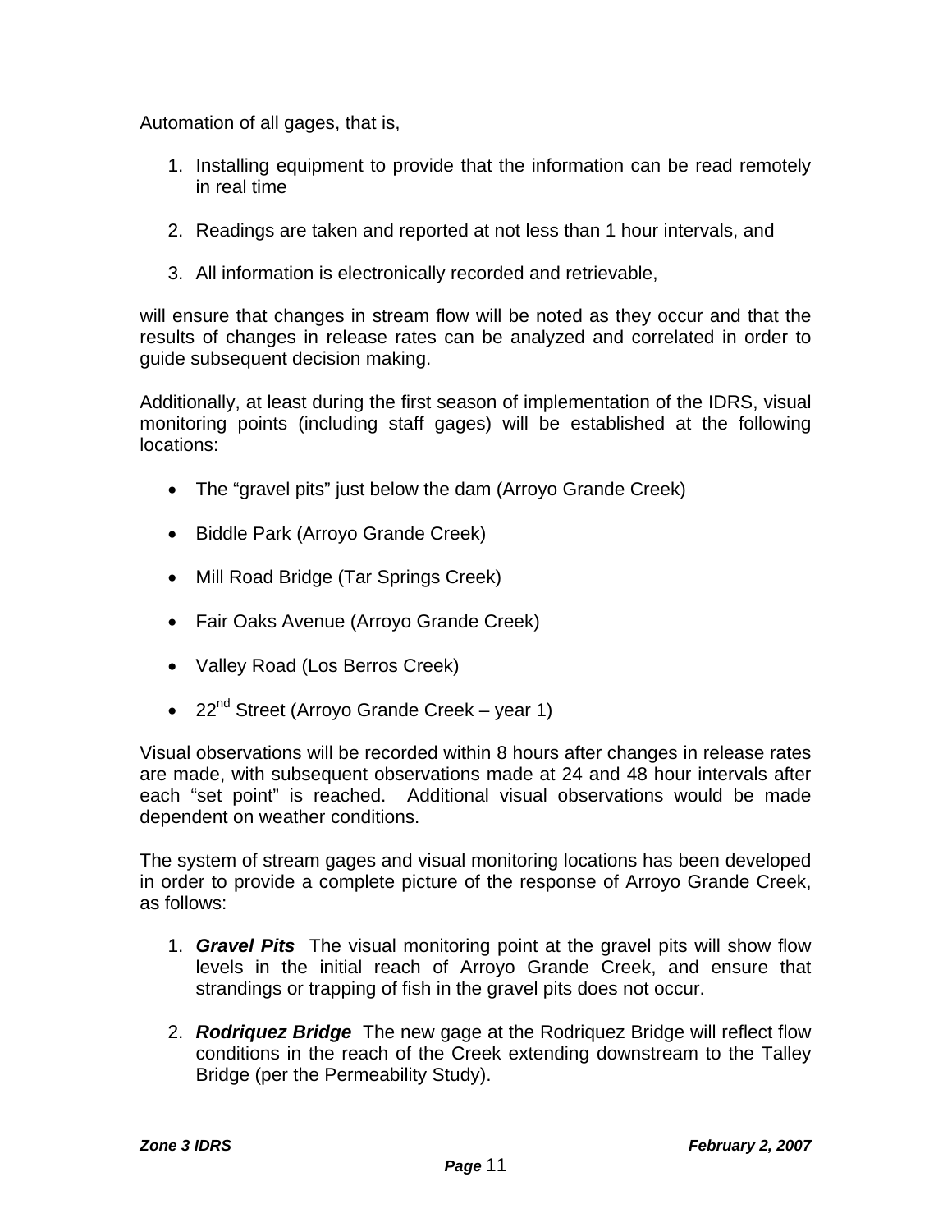Automation of all gages, that is,

1. Installing equipment to provide that the information can be read remotely in real time

2. Readings are taken and reported at not less than 1 hour intervals, and

3. All information is electronically recorded and retrievable,

will ensure that changes in stream flow will be noted as they occur and that the results of changes in release rates can be analyzed and correlated in order to guide subsequent decision making.

Additionally, at least during the first season of implementation of the IDRS, visual monitoring points (including staff gages) will be established at the following locations:

- The "gravel pits" just below the dam (Arroyo Grande Creek)
- Biddle Park (Arroyo Grande Creek)
- Mill Road Bridge (Tar Springs Creek)
- Fair Oaks Avenue (Arroyo Grande Creek)
- Valley Road (Los Berros Creek)
- 22nd Street (Arroyo Grande Creek – year 1)

Visual observations will be recorded within 8 hours after changes in release rates are made, with subsequent observations made at 24 and 48 hour intervals after each "set point" is reached. Additional visual observations would be made dependent on weather conditions.

The system of stream gages and visual monitoring locations has been developed in order to provide a complete picture of the response of Arroyo Grande Creek, as follows:

1. ***Gravel Pits*** The visual monitoring point at the gravel pits will show flow levels in the initial reach of Arroyo Grande Creek, and ensure that strandings or trapping of fish in the gravel pits does not occur.

2. ***Rodriquez Bridge*** The new gage at the Rodriquez Bridge will reflect flow conditions in the reach of the Creek extending downstream to the Talley Bridge (per the Permeability Study).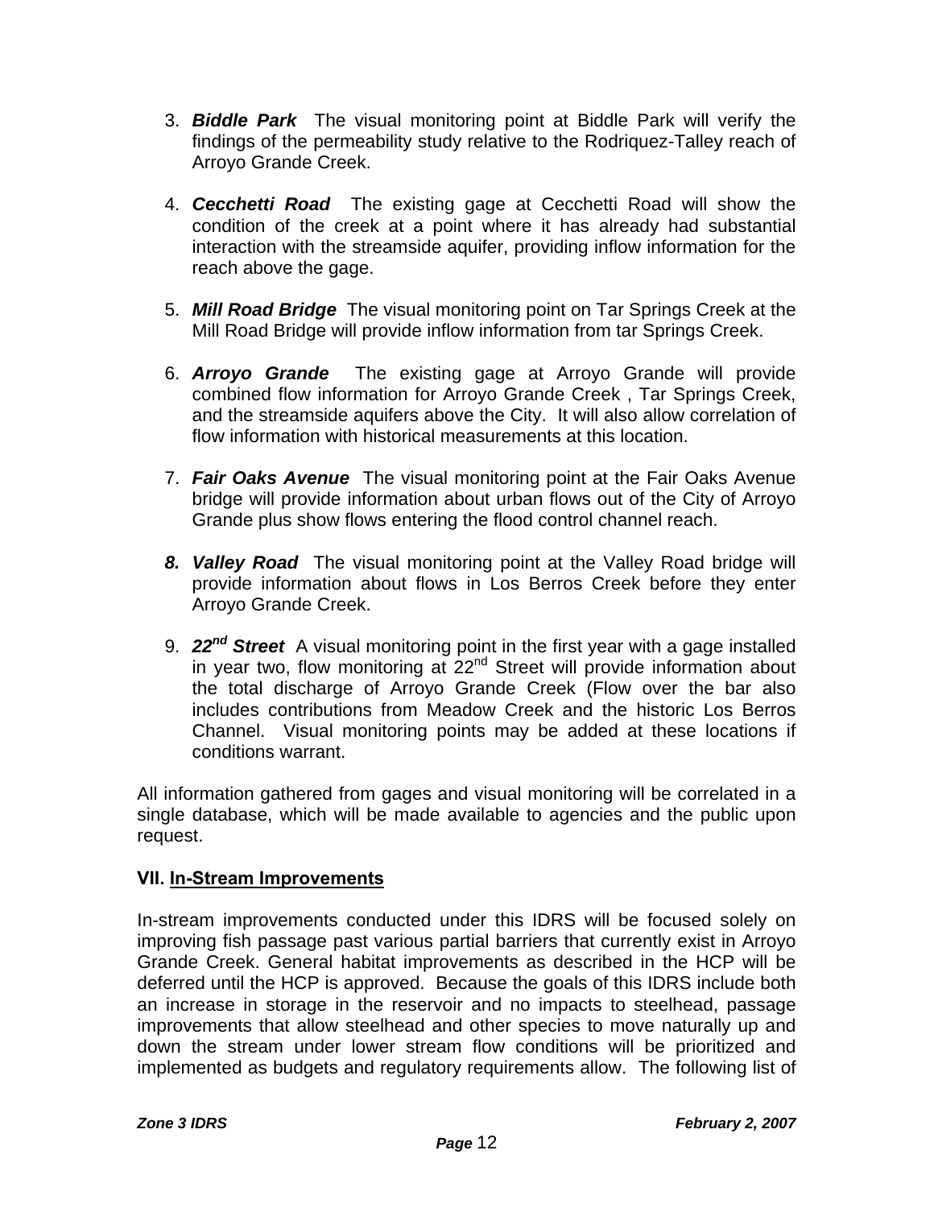3. ***Biddle Park*** The visual monitoring point at Biddle Park will verify the findings of the permeability study relative to the Rodriquez-Talley reach of Arroyo Grande Creek.

4. ***Cecchetti Road*** The existing gage at Cecchetti Road will show the condition of the creek at a point where it has already had substantial interaction with the streamside aquifer, providing inflow information for the reach above the gage.

5. ***Mill Road Bridge*** The visual monitoring point on Tar Springs Creek at the Mill Road Bridge will provide inflow information from tar Springs Creek.

6. ***Arroyo Grande*** The existing gage at Arroyo Grande will provide combined flow information for Arroyo Grande Creek , Tar Springs Creek, and the streamside aquifers above the City. It will also allow correlation of flow information with historical measurements at this location.

7. ***Fair Oaks Avenue*** The visual monitoring point at the Fair Oaks Avenue bridge will provide information about urban flows out of the City of Arroyo Grande plus show flows entering the flood control channel reach.

8. ***Valley Road*** The visual monitoring point at the Valley Road bridge will provide information about flows in Los Berros Creek before they enter Arroyo Grande Creek.

9. ***22nd Street*** A visual monitoring point in the first year with a gage installed in year two, flow monitoring at 22nd Street will provide information about the total discharge of Arroyo Grande Creek (Flow over the bar also includes contributions from Meadow Creek and the historic Los Berros Channel. Visual monitoring points may be added at these locations if conditions warrant.

All information gathered from gages and visual monitoring will be correlated in a single database, which will be made available to agencies and the public upon request.

## VII. In-Stream Improvements

In-stream improvements conducted under this IDRS will be focused solely on improving fish passage past various partial barriers that currently exist in Arroyo Grande Creek. General habitat improvements as described in the HCP will be deferred until the HCP is approved. Because the goals of this IDRS include both an increase in storage in the reservoir and no impacts to steelhead, passage improvements that allow steelhead and other species to move naturally up and down the stream under lower stream flow conditions will be prioritized and implemented as budgets and regulatory requirements allow. The following list of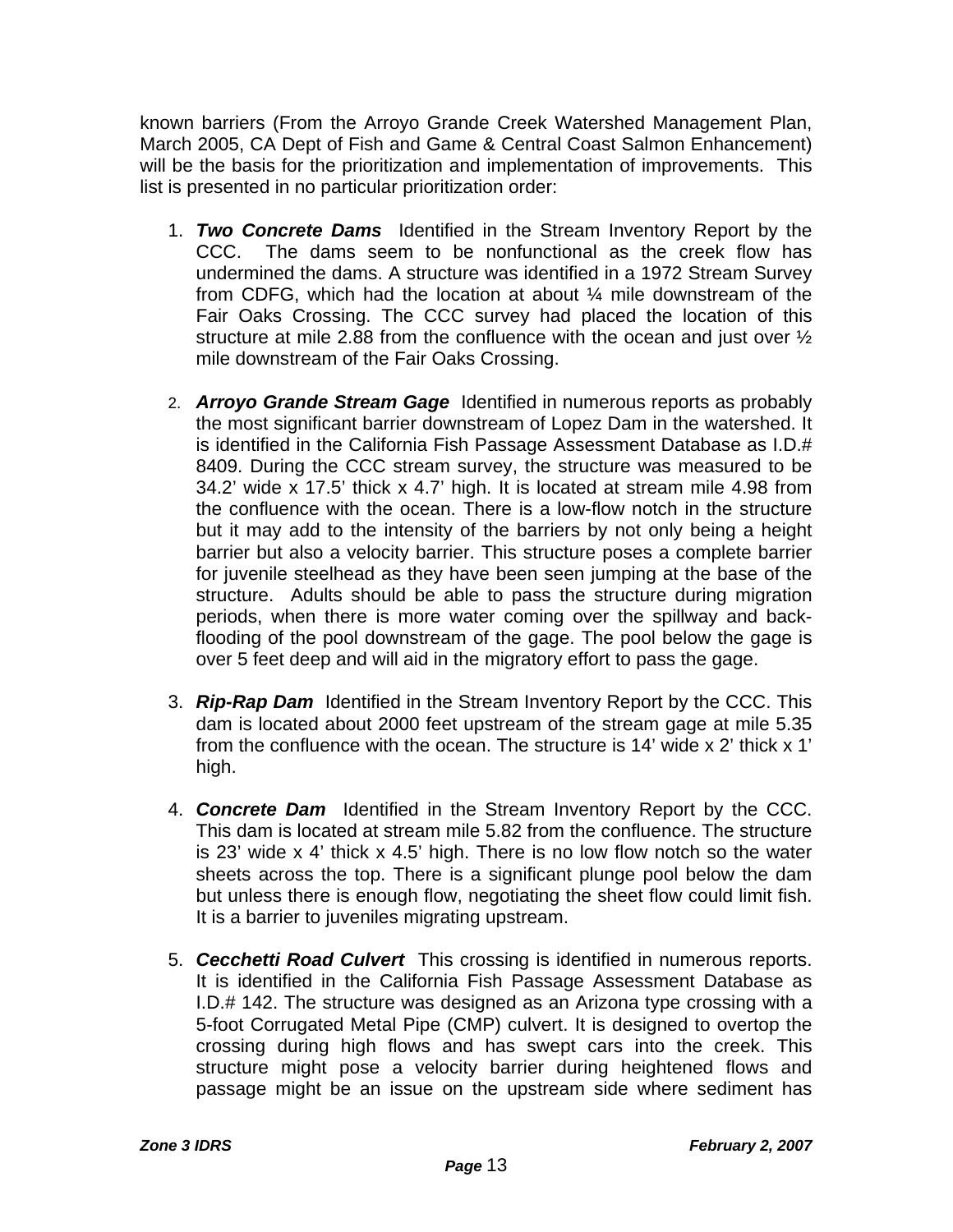known barriers (From the Arroyo Grande Creek Watershed Management Plan, March 2005, CA Dept of Fish and Game & Central Coast Salmon Enhancement) will be the basis for the prioritization and implementation of improvements. This list is presented in no particular prioritization order:

1. ***Two Concrete Dams*** Identified in the Stream Inventory Report by the CCC. The dams seem to be nonfunctional as the creek flow has undermined the dams. A structure was identified in a 1972 Stream Survey from CDFG, which had the location at about ¼ mile downstream of the Fair Oaks Crossing. The CCC survey had placed the location of this structure at mile 2.88 from the confluence with the ocean and just over ½ mile downstream of the Fair Oaks Crossing.

2. ***Arroyo Grande Stream Gage*** Identified in numerous reports as probably the most significant barrier downstream of Lopez Dam in the watershed. It is identified in the California Fish Passage Assessment Database as I.D.# 8409. During the CCC stream survey, the structure was measured to be 34.2' wide x 17.5' thick x 4.7' high. It is located at stream mile 4.98 from the confluence with the ocean. There is a low-flow notch in the structure but it may add to the intensity of the barriers by not only being a height barrier but also a velocity barrier. This structure poses a complete barrier for juvenile steelhead as they have been seen jumping at the base of the structure. Adults should be able to pass the structure during migration periods, when there is more water coming over the spillway and back-flooding of the pool downstream of the gage. The pool below the gage is over 5 feet deep and will aid in the migratory effort to pass the gage.

3. ***Rip-Rap Dam*** Identified in the Stream Inventory Report by the CCC. This dam is located about 2000 feet upstream of the stream gage at mile 5.35 from the confluence with the ocean. The structure is 14' wide x 2' thick x 1' high.

4. ***Concrete Dam*** Identified in the Stream Inventory Report by the CCC. This dam is located at stream mile 5.82 from the confluence. The structure is 23' wide x 4' thick x 4.5' high. There is no low flow notch so the water sheets across the top. There is a significant plunge pool below the dam but unless there is enough flow, negotiating the sheet flow could limit fish. It is a barrier to juveniles migrating upstream.

5. ***Cecchetti Road Culvert*** This crossing is identified in numerous reports. It is identified in the California Fish Passage Assessment Database as I.D.# 142. The structure was designed as an Arizona type crossing with a 5-foot Corrugated Metal Pipe (CMP) culvert. It is designed to overtop the crossing during high flows and has swept cars into the creek. This structure might pose a velocity barrier during heightened flows and passage might be an issue on the upstream side where sediment has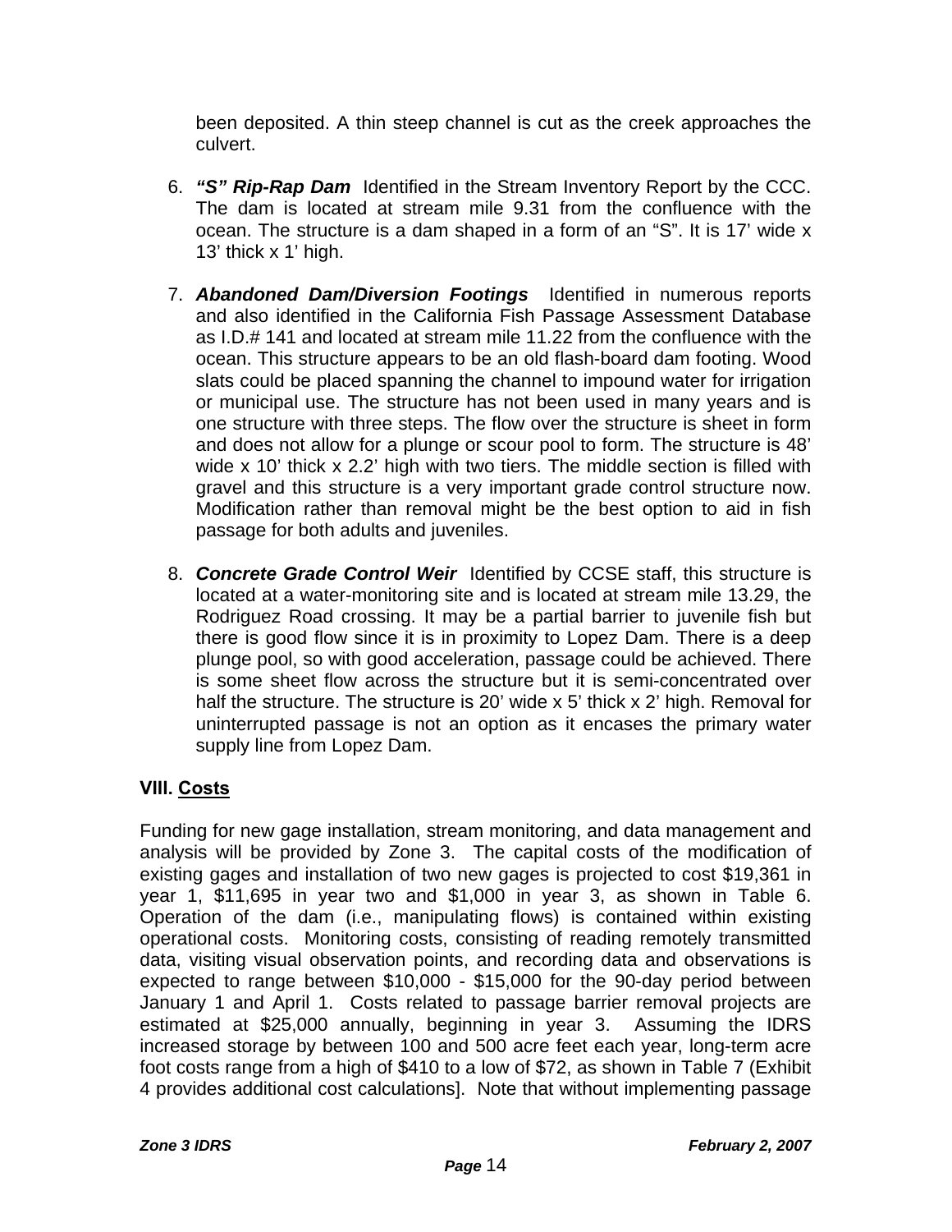been deposited. A thin steep channel is cut as the creek approaches the culvert.

6. ***"S" Rip-Rap Dam*** Identified in the Stream Inventory Report by the CCC. The dam is located at stream mile 9.31 from the confluence with the ocean. The structure is a dam shaped in a form of an "S". It is 17' wide x 13' thick x 1' high.

7. ***Abandoned Dam/Diversion Footings*** Identified in numerous reports and also identified in the California Fish Passage Assessment Database as I.D.# 141 and located at stream mile 11.22 from the confluence with the ocean. This structure appears to be an old flash-board dam footing. Wood slats could be placed spanning the channel to impound water for irrigation or municipal use. The structure has not been used in many years and is one structure with three steps. The flow over the structure is sheet in form and does not allow for a plunge or scour pool to form. The structure is 48' wide x 10' thick x 2.2' high with two tiers. The middle section is filled with gravel and this structure is a very important grade control structure now. Modification rather than removal might be the best option to aid in fish passage for both adults and juveniles.

8. ***Concrete Grade Control Weir*** Identified by CCSE staff, this structure is located at a water-monitoring site and is located at stream mile 13.29, the Rodriguez Road crossing. It may be a partial barrier to juvenile fish but there is good flow since it is in proximity to Lopez Dam. There is a deep plunge pool, so with good acceleration, passage could be achieved. There is some sheet flow across the structure but it is semi-concentrated over half the structure. The structure is 20' wide x 5' thick x 2' high. Removal for uninterrupted passage is not an option as it encases the primary water supply line from Lopez Dam.

## VIII. <u>Costs</u>

Funding for new gage installation, stream monitoring, and data management and analysis will be provided by Zone 3. The capital costs of the modification of existing gages and installation of two new gages is projected to cost $19,361 in year 1, $11,695 in year two and $1,000 in year 3, as shown in Table 6. Operation of the dam (i.e., manipulating flows) is contained within existing operational costs. Monitoring costs, consisting of reading remotely transmitted data, visiting visual observation points, and recording data and observations is expected to range between $10,000 - $15,000 for the 90-day period between January 1 and April 1. Costs related to passage barrier removal projects are estimated at $25,000 annually, beginning in year 3. Assuming the IDRS increased storage by between 100 and 500 acre feet each year, long-term acre foot costs range from a high of $410 to a low of $72, as shown in Table 7 (Exhibit 4 provides additional cost calculations]. Note that without implementing passage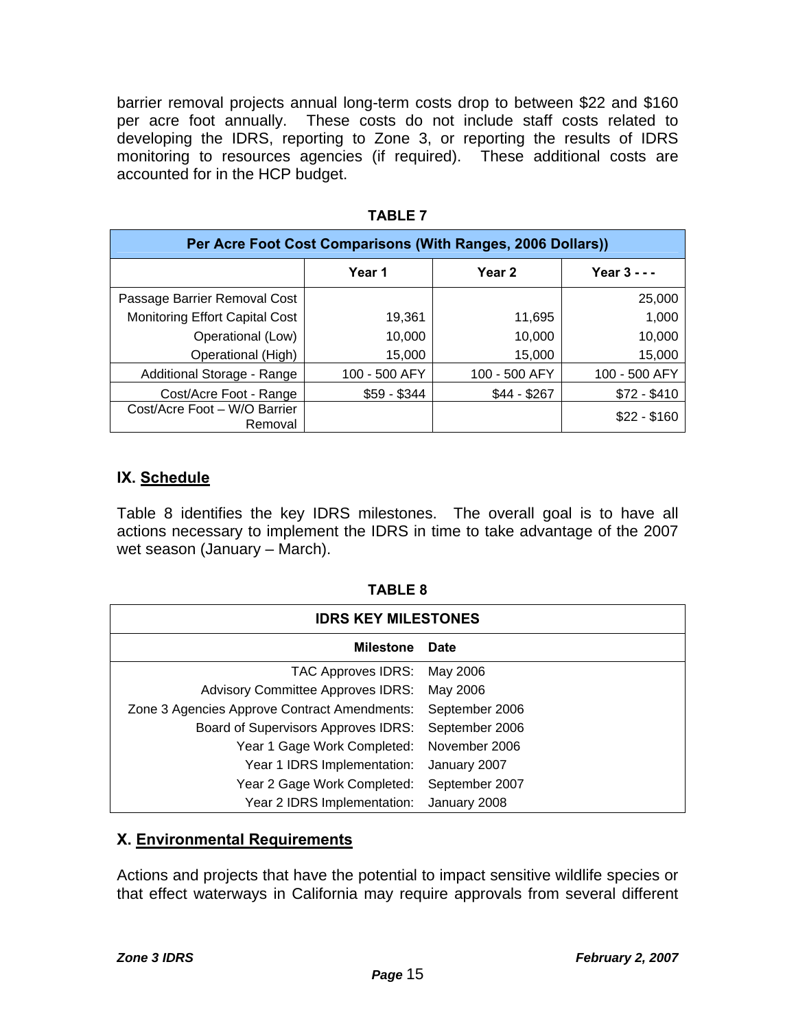barrier removal projects annual long-term costs drop to between $22 and $160 per acre foot annually. These costs do not include staff costs related to developing the IDRS, reporting to Zone 3, or reporting the results of IDRS monitoring to resources agencies (if required). These additional costs are accounted for in the HCP budget.

**TABLE 7**

| Per Acre Foot Cost Comparisons (With Ranges, 2006 Dollars)) | | | |
|---|---|---|---|
| | **Year 1** | **Year 2** | **Year 3 - - -** |
| Passage Barrier Removal Cost | | | 25,000 |
| Monitoring Effort Capital Cost | 19,361 | 11,695 | 1,000 |
| Operational (Low) | 10,000 | 10,000 | 10,000 |
| Operational (High) | 15,000 | 15,000 | 15,000 |
| Additional Storage - Range | 100 - 500 AFY | 100 - 500 AFY | 100 - 500 AFY |
| Cost/Acre Foot - Range | $59 - $344 | $44 - $267 | $72 - $410 |
| Cost/Acre Foot – W/O Barrier Removal | | | $22 - $160 |

## IX. Schedule

Table 8 identifies the key IDRS milestones. The overall goal is to have all actions necessary to implement the IDRS in time to take advantage of the 2007 wet season (January – March).

**TABLE 8**

| IDRS KEY MILESTONES | |
|---|---|
| **Milestone** | **Date** |
| TAC Approves IDRS: | May 2006 |
| Advisory Committee Approves IDRS: | May 2006 |
| Zone 3 Agencies Approve Contract Amendments: | September 2006 |
| Board of Supervisors Approves IDRS: | September 2006 |
| Year 1 Gage Work Completed: | November 2006 |
| Year 1 IDRS Implementation: | January 2007 |
| Year 2 Gage Work Completed: | September 2007 |
| Year 2 IDRS Implementation: | January 2008 |

## X. Environmental Requirements

Actions and projects that have the potential to impact sensitive wildlife species or that effect waterways in California may require approvals from several different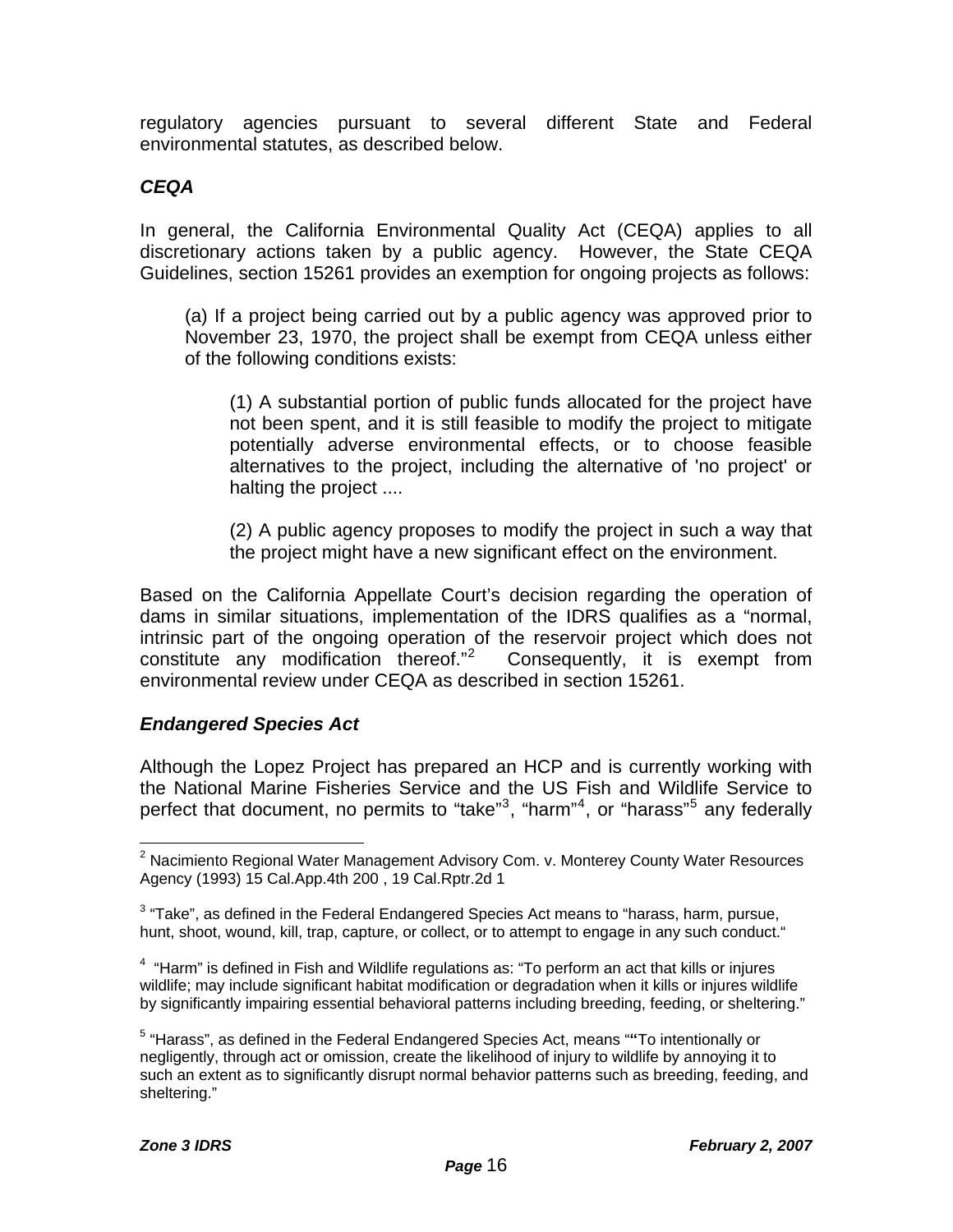regulatory agencies pursuant to several different State and Federal environmental statutes, as described below.

### *CEQA*

In general, the California Environmental Quality Act (CEQA) applies to all discretionary actions taken by a public agency. However, the State CEQA Guidelines, section 15261 provides an exemption for ongoing projects as follows:

> (a) If a project being carried out by a public agency was approved prior to November 23, 1970, the project shall be exempt from CEQA unless either of the following conditions exists:
>
> > (1) A substantial portion of public funds allocated for the project have not been spent, and it is still feasible to modify the project to mitigate potentially adverse environmental effects, or to choose feasible alternatives to the project, including the alternative of 'no project' or halting the project ....
> >
> > (2) A public agency proposes to modify the project in such a way that the project might have a new significant effect on the environment.

Based on the California Appellate Court's decision regarding the operation of dams in similar situations, implementation of the IDRS qualifies as a "normal, intrinsic part of the ongoing operation of the reservoir project which does not constitute any modification thereof."[2] Consequently, it is exempt from environmental review under CEQA as described in section 15261.

### *Endangered Species Act*

Although the Lopez Project has prepared an HCP and is currently working with the National Marine Fisheries Service and the US Fish and Wildlife Service to perfect that document, no permits to "take"[3], "harm"[4], or "harass"[5] any federally

---

[2] Nacimiento Regional Water Management Advisory Com. v. Monterey County Water Resources Agency (1993) 15 Cal.App.4th 200 , 19 Cal.Rptr.2d 1

[3] "Take", as defined in the Federal Endangered Species Act means to "harass, harm, pursue, hunt, shoot, wound, kill, trap, capture, or collect, or to attempt to engage in any such conduct."

[4] "Harm" is defined in Fish and Wildlife regulations as: "To perform an act that kills or injures wildlife; may include significant habitat modification or degradation when it kills or injures wildlife by significantly impairing essential behavioral patterns including breeding, feeding, or sheltering."

[5] "Harass", as defined in the Federal Endangered Species Act, means ""To intentionally or negligently, through act or omission, create the likelihood of injury to wildlife by annoying it to such an extent as to significantly disrupt normal behavior patterns such as breeding, feeding, and sheltering."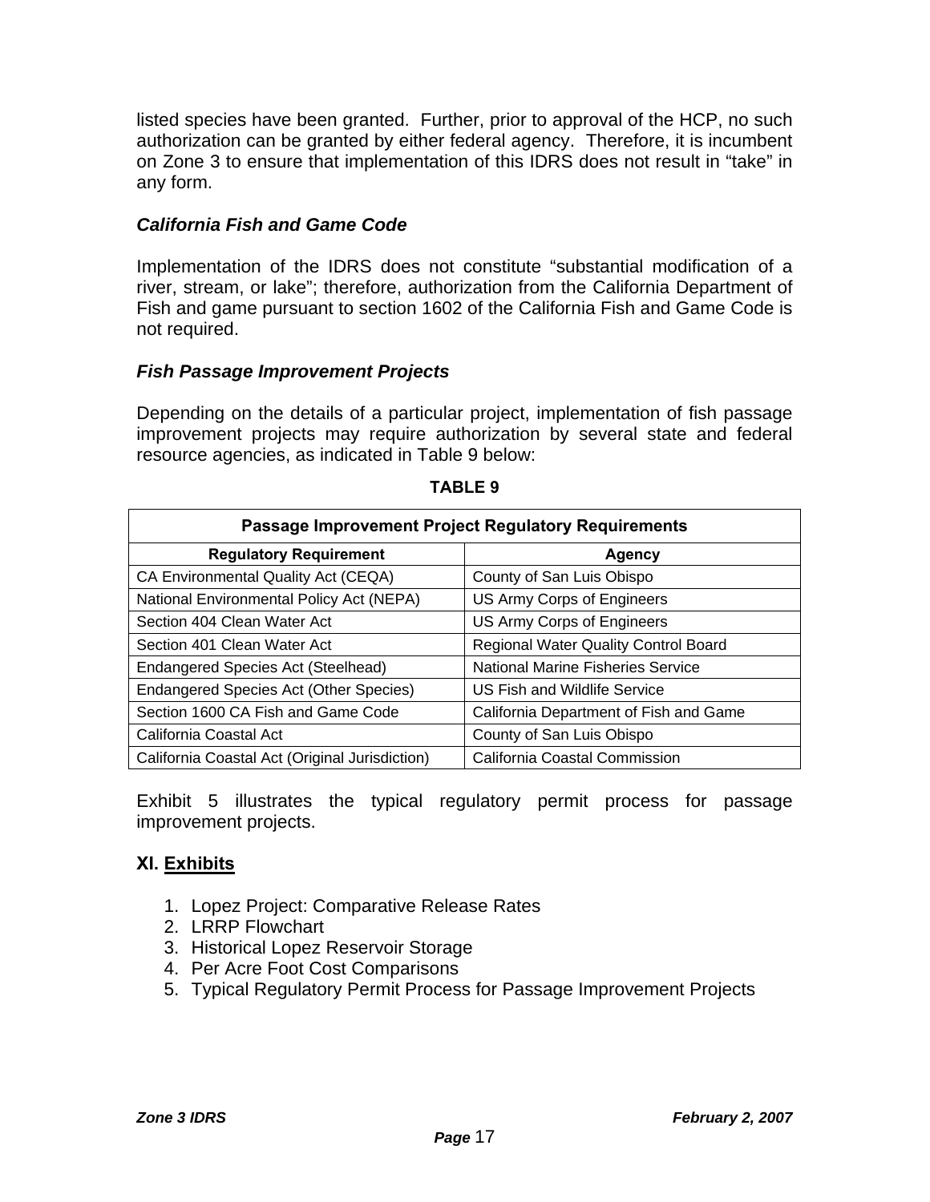listed species have been granted. Further, prior to approval of the HCP, no such authorization can be granted by either federal agency. Therefore, it is incumbent on Zone 3 to ensure that implementation of this IDRS does not result in "take" in any form.

### *California Fish and Game Code*

Implementation of the IDRS does not constitute "substantial modification of a river, stream, or lake"; therefore, authorization from the California Department of Fish and game pursuant to section 1602 of the California Fish and Game Code is not required.

### *Fish Passage Improvement Projects*

Depending on the details of a particular project, implementation of fish passage improvement projects may require authorization by several state and federal resource agencies, as indicated in Table 9 below:

**TABLE 9**

| Passage Improvement Project Regulatory Requirements | |
|---|---|
| **Regulatory Requirement** | **Agency** |
| CA Environmental Quality Act (CEQA) | County of San Luis Obispo |
| National Environmental Policy Act (NEPA) | US Army Corps of Engineers |
| Section 404 Clean Water Act | US Army Corps of Engineers |
| Section 401 Clean Water Act | Regional Water Quality Control Board |
| Endangered Species Act (Steelhead) | National Marine Fisheries Service |
| Endangered Species Act (Other Species) | US Fish and Wildlife Service |
| Section 1600 CA Fish and Game Code | California Department of Fish and Game |
| California Coastal Act | County of San Luis Obispo |
| California Coastal Act (Original Jurisdiction) | California Coastal Commission |

Exhibit 5 illustrates the typical regulatory permit process for passage improvement projects.

## XI. <u>Exhibits</u>

1. Lopez Project: Comparative Release Rates
2. LRRP Flowchart
3. Historical Lopez Reservoir Storage
4. Per Acre Foot Cost Comparisons
5. Typical Regulatory Permit Process for Passage Improvement Projects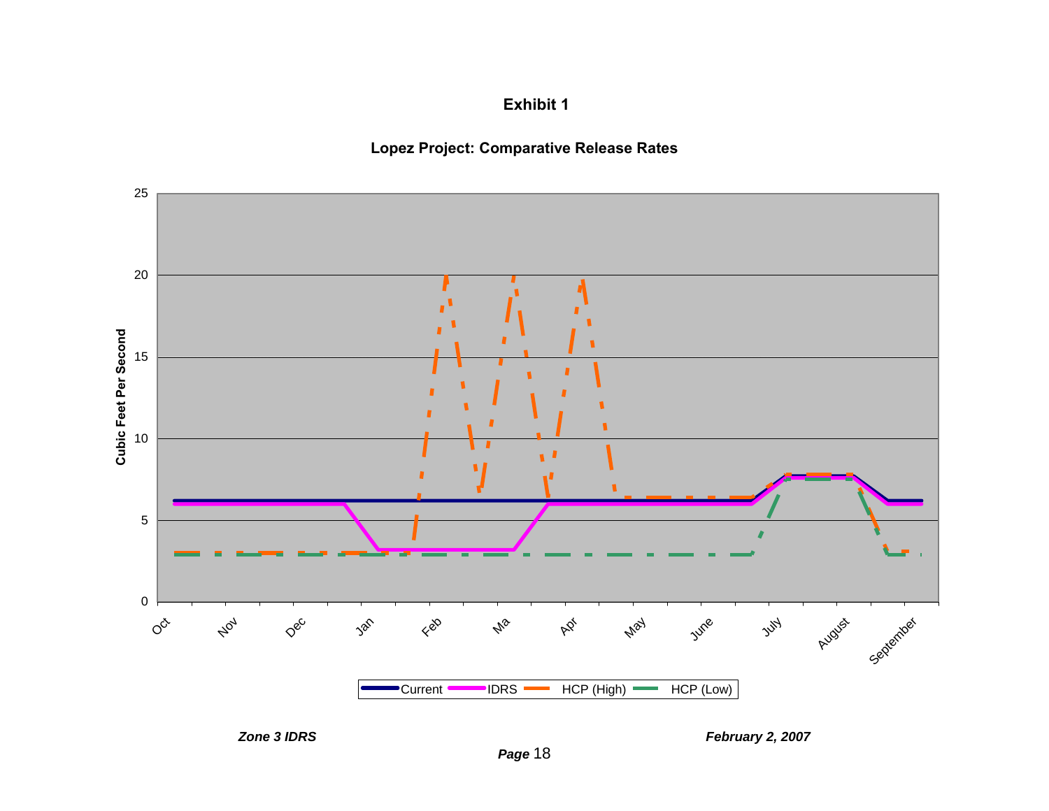# Exhibit 1

## Lopez Project: Comparative Release Rates

Cubic Feet Per Second

Legend: Current, IDRS, HCP (High), HCP (Low)

Months: Oct, Nov, Dec, Jan, Feb, Ma, Apr, May, June, July, August, September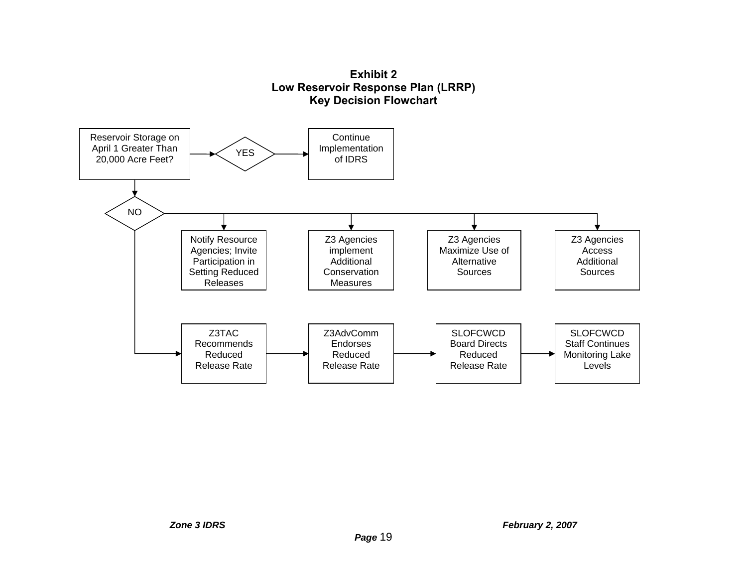**Exhibit 2**
**Low Reservoir Response Plan (LRRP)**
**Key Decision Flowchart**

Reservoir Storage on April 1 Greater Than 20,000 Acre Feet?

YES → Continue Implementation of IDRS

NO →

- Notify Resource Agencies; Invite Participation in Setting Reduced Releases
- Z3 Agencies implement Additional Conservation Measures
- Z3 Agencies Maximize Use of Alternative Sources
- Z3 Agencies Access Additional Sources

Z3TAC Recommends Reduced Release Rate → Z3AdvComm Endorses Reduced Release Rate → SLOFCWCD Board Directs Reduced Release Rate → SLOFCWCD Staff Continues Monitoring Lake Levels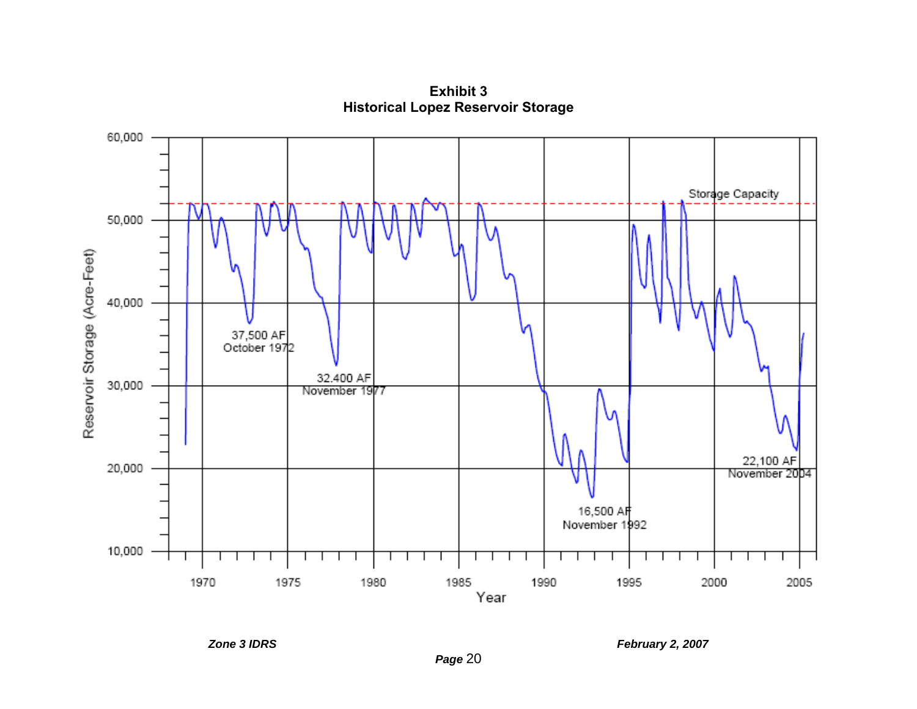**Exhibit 3**
**Historical Lopez Reservoir Storage**

Storage Capacity

Reservoir Storage (Acre-Feet)

60,000
50,000
40,000
30,000
20,000
10,000

37,500 AF
October 1972

32.400 AF
November 1977

16,500 AF
November 1992

22,100 AF
November 2004

1970 1975 1980 1985 1990 1995 2000 2005

Year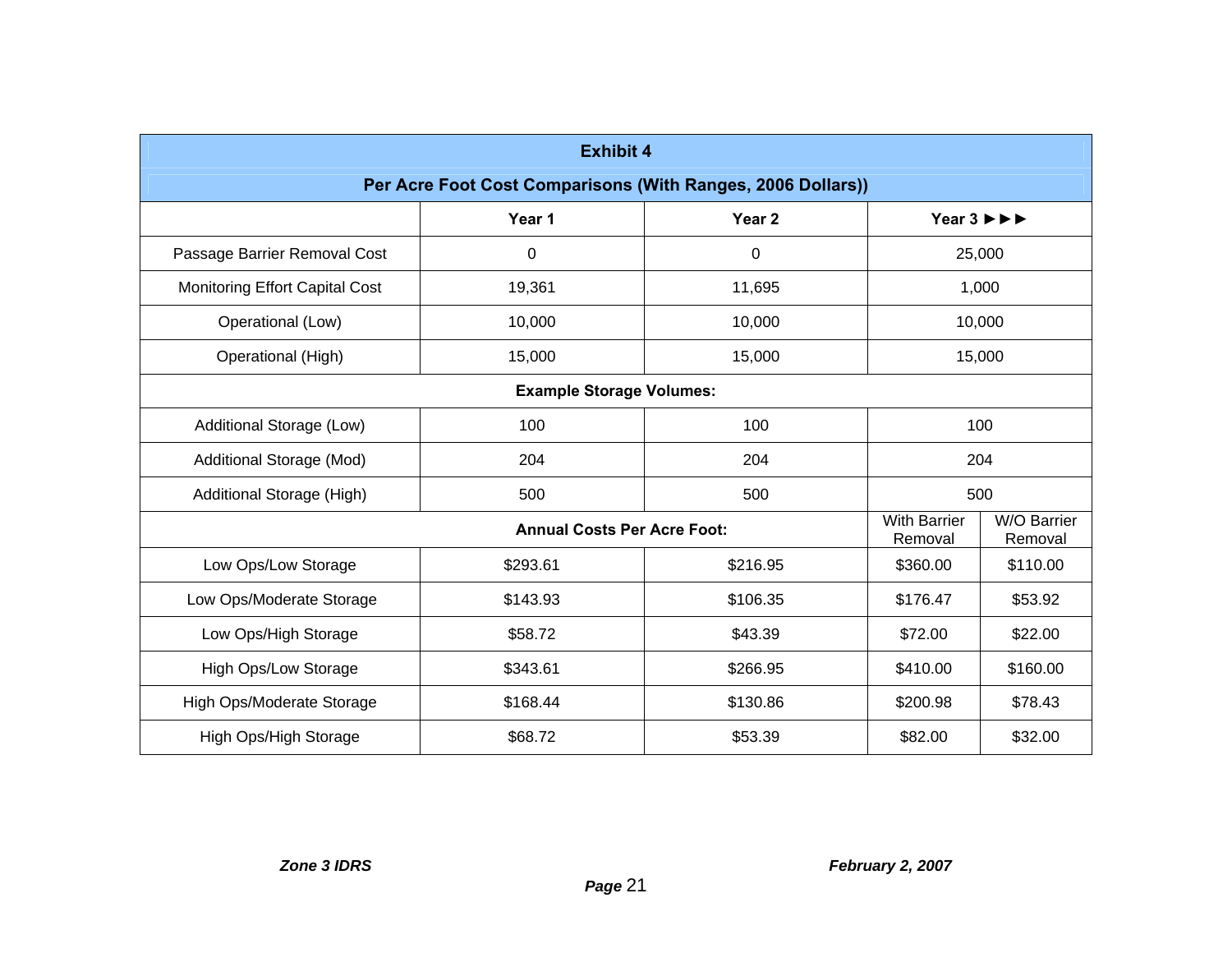| Exhibit 4 | | | | |
|---|---|---|---|---|
| **Per Acre Foot Cost Comparisons (With Ranges, 2006 Dollars))** | | | | |
| | **Year 1** | **Year 2** | **Year 3 ►►►** | |
| Passage Barrier Removal Cost | 0 | 0 | 25,000 | |
| Monitoring Effort Capital Cost | 19,361 | 11,695 | 1,000 | |
| Operational (Low) | 10,000 | 10,000 | 10,000 | |
| Operational (High) | 15,000 | 15,000 | 15,000 | |
| **Example Storage Volumes:** | | | | |
| Additional Storage (Low) | 100 | 100 | 100 | |
| Additional Storage (Mod) | 204 | 204 | 204 | |
| Additional Storage (High) | 500 | 500 | 500 | |
| **Annual Costs Per Acre Foot:** | | | With Barrier Removal | W/O Barrier Removal |
| Low Ops/Low Storage | $293.61 | $216.95 | $360.00 | $110.00 |
| Low Ops/Moderate Storage | $143.93 | $106.35 | $176.47 | $53.92 |
| Low Ops/High Storage | $58.72 | $43.39 | $72.00 | $22.00 |
| High Ops/Low Storage | $343.61 | $266.95 | $410.00 | $160.00 |
| High Ops/Moderate Storage | $168.44 | $130.86 | $200.98 | $78.43 |
| High Ops/High Storage | $68.72 | $53.39 | $82.00 | $32.00 |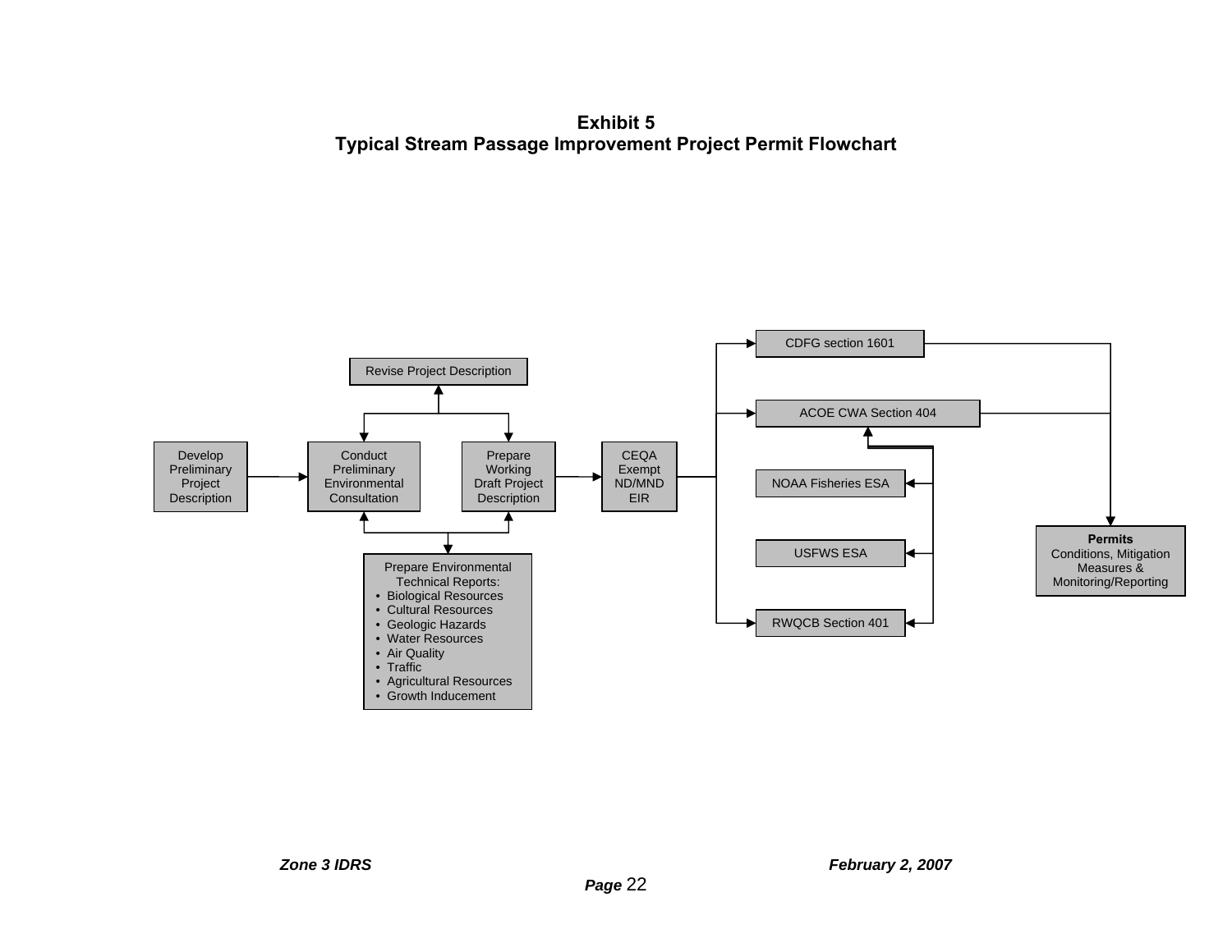**Exhibit 5**
**Typical Stream Passage Improvement Project Permit Flowchart**

Revise Project Description

Develop Preliminary Project Description

Conduct Preliminary Environmental Consultation

Prepare Working Draft Project Description

CEQA Exempt ND/MND EIR

CDFG section 1601

ACOE CWA Section 404

NOAA Fisheries ESA

USFWS ESA

RWQCB Section 401

**Permits**
Conditions, Mitigation Measures & Monitoring/Reporting

Prepare Environmental Technical Reports:

- Biological Resources
- Cultural Resources
- Geologic Hazards
- Water Resources
- Air Quality
- Traffic
- Agricultural Resources
- Growth Inducement